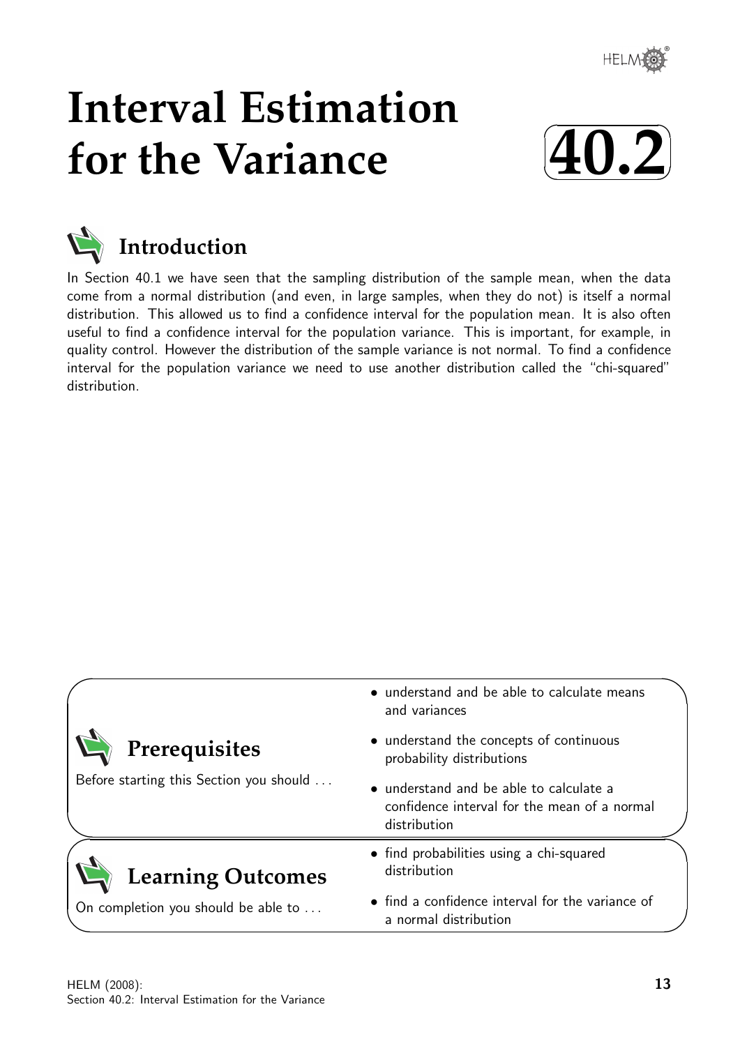# Interval Estimation for the Variance

# 40.2

## Introduction

In Section 40.1 we have seen that the sampling distribution of the sample mean, when the data come from a normal distribution (and even, in large samples, when they do not) is itself a normal distribution. This allowed us to find a confidence interval for the population mean. It is also often useful to find a confidence interval for the population variance. This is important, for example, in quality control. However the distribution of the sample variance is not normal. To find a confidence interval for the population variance we need to use another distribution called the "chi-squared" distribution.

## Prerequisites

Before starting this Section you should ...

- understand and be able to calculate means and variances
- understand the concepts of continuous probability distributions
- understand and be able to calculate a confidence interval for the mean of a normal distribution

## Learning Outcomes

On completion you should be able to ...

- find probabilities using a chi-squared distribution
- find a confidence interval for the variance of a normal distribution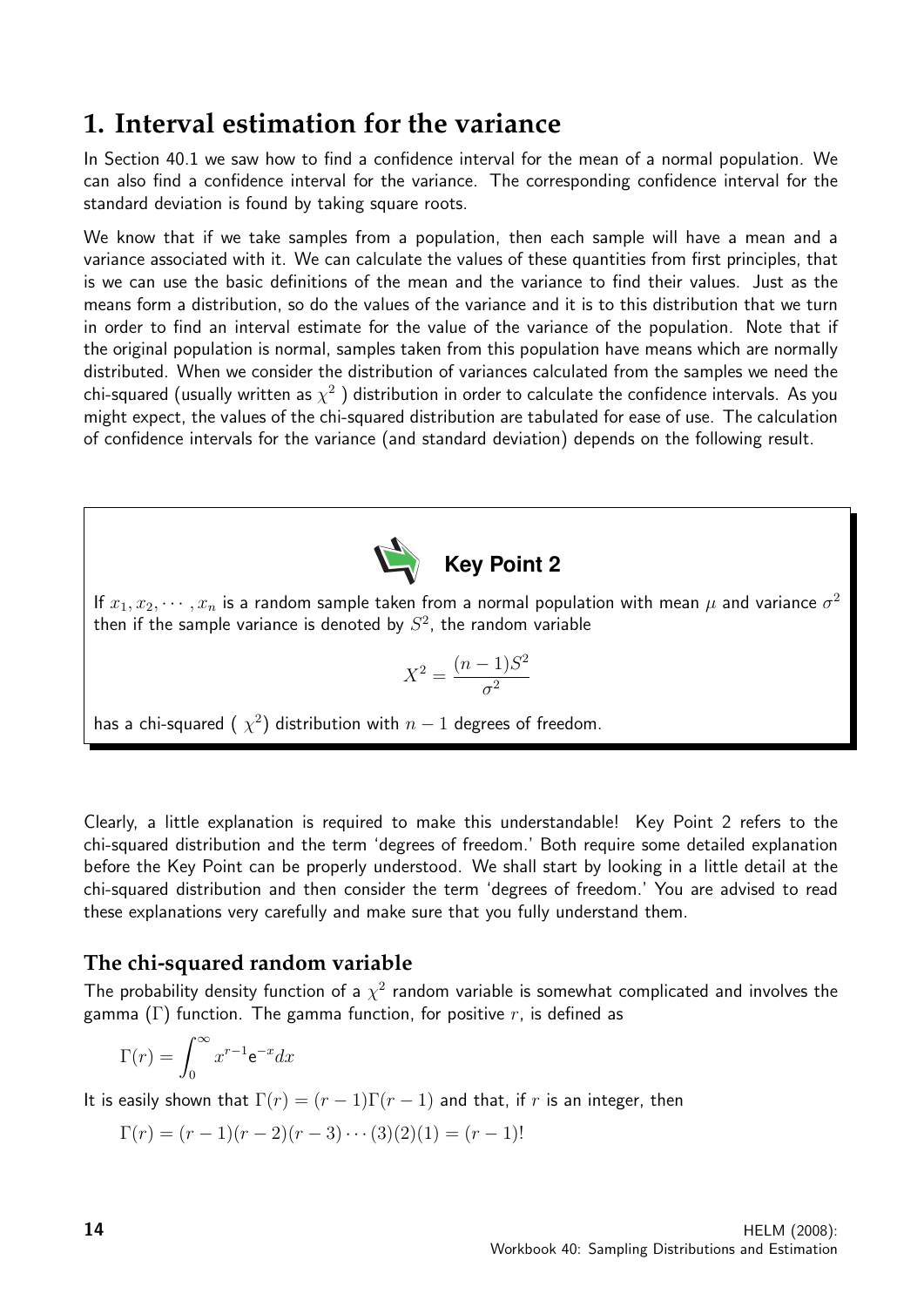# 1. Interval estimation for the variance

In Section 40.1 we saw how to find a confidence interval for the mean of a normal population. We can also find a confidence interval for the variance. The corresponding confidence interval for the standard deviation is found by taking square roots.

We know that if we take samples from a population, then each sample will have a mean and a variance associated with it. We can calculate the values of these quantities from first principles, that is we can use the basic definitions of the mean and the variance to find their values. Just as the means form a distribution, so do the values of the variance and it is to this distribution that we turn in order to find an interval estimate for the value of the variance of the population. Note that if the original population is normal, samples taken from this population have means which are normally distributed. When we consider the distribution of variances calculated from the samples we need the chi-squared (usually written as $\chi^2$ ) distribution in order to calculate the confidence intervals. As you might expect, the values of the chi-squared distribution are tabulated for ease of use. The calculation of confidence intervals for the variance (and standard deviation) depends on the following result.

**Key Point 2**

If $x_1, x_2, \cdots, x_n$ is a random sample taken from a normal population with mean $\mu$ and variance $\sigma^2$ then if the sample variance is denoted by $S^2$, the random variable

$$X^2 = \frac{(n-1)S^2}{\sigma^2}$$

has a chi-squared ( $\chi^2$) distribution with $n-1$ degrees of freedom.

Clearly, a little explanation is required to make this understandable! Key Point 2 refers to the chi-squared distribution and the term 'degrees of freedom.' Both require some detailed explanation before the Key Point can be properly understood. We shall start by looking in a little detail at the chi-squared distribution and then consider the term 'degrees of freedom.' You are advised to read these explanations very carefully and make sure that you fully understand them.

## The chi-squared random variable

The probability density function of a $\chi^2$ random variable is somewhat complicated and involves the gamma ($\Gamma$) function. The gamma function, for positive $r$, is defined as

$$\Gamma(r) = \int_0^\infty x^{r-1}\mathrm{e}^{-x}dx$$

It is easily shown that $\Gamma(r) = (r-1)\Gamma(r-1)$ and that, if $r$ is an integer, then

$$\Gamma(r) = (r-1)(r-2)(r-3)\cdots(3)(2)(1) = (r-1)!$$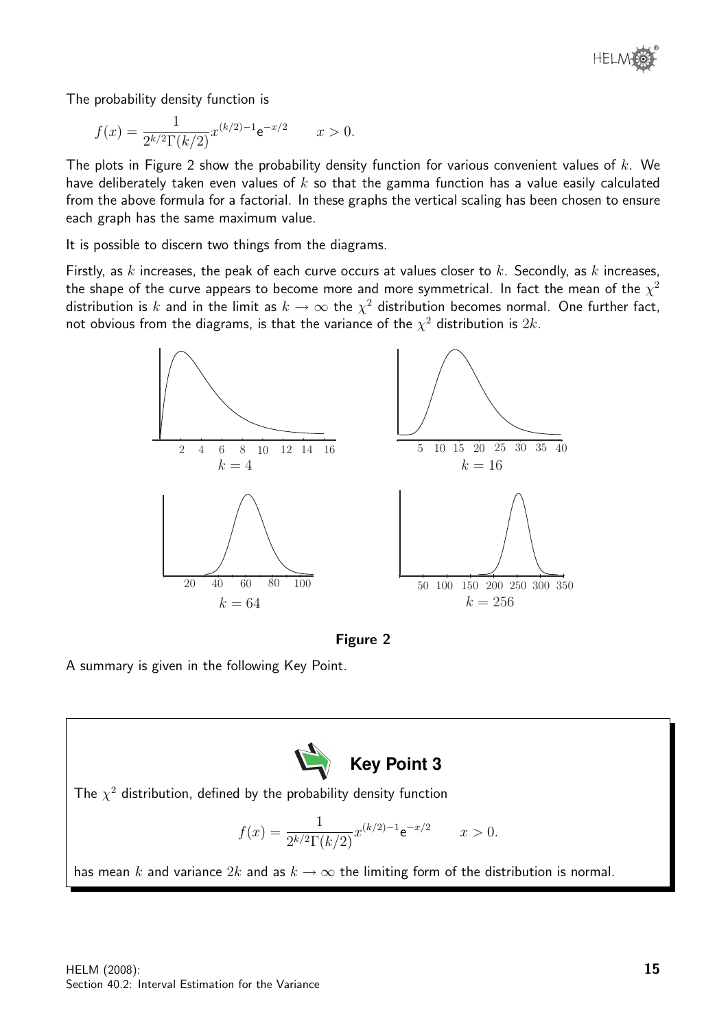The probability density function is

$$f(x) = \frac{1}{2^{k/2}\Gamma(k/2)} x^{(k/2)-1} e^{-x/2} \qquad x > 0.$$

The plots in Figure 2 show the probability density function for various convenient values of $k$. We have deliberately taken even values of $k$ so that the gamma function has a value easily calculated from the above formula for a factorial. In these graphs the vertical scaling has been chosen to ensure each graph has the same maximum value.

It is possible to discern two things from the diagrams.

Firstly, as $k$ increases, the peak of each curve occurs at values closer to $k$. Secondly, as $k$ increases, the shape of the curve appears to become more and more symmetrical. In fact the mean of the $\chi^2$ distribution is $k$ and in the limit as $k \to \infty$ the $\chi^2$ distribution becomes normal. One further fact, not obvious from the diagrams, is that the variance of the $\chi^2$ distribution is $2k$.

$k = 4$

$k = 16$

$k = 64$

$k = 256$

**Figure 2**

A summary is given in the following Key Point.

**Key Point 3**

The $\chi^2$ distribution, defined by the probability density function

$$f(x) = \frac{1}{2^{k/2}\Gamma(k/2)} x^{(k/2)-1} e^{-x/2} \qquad x > 0.$$

has mean $k$ and variance $2k$ and as $k \to \infty$ the limiting form of the distribution is normal.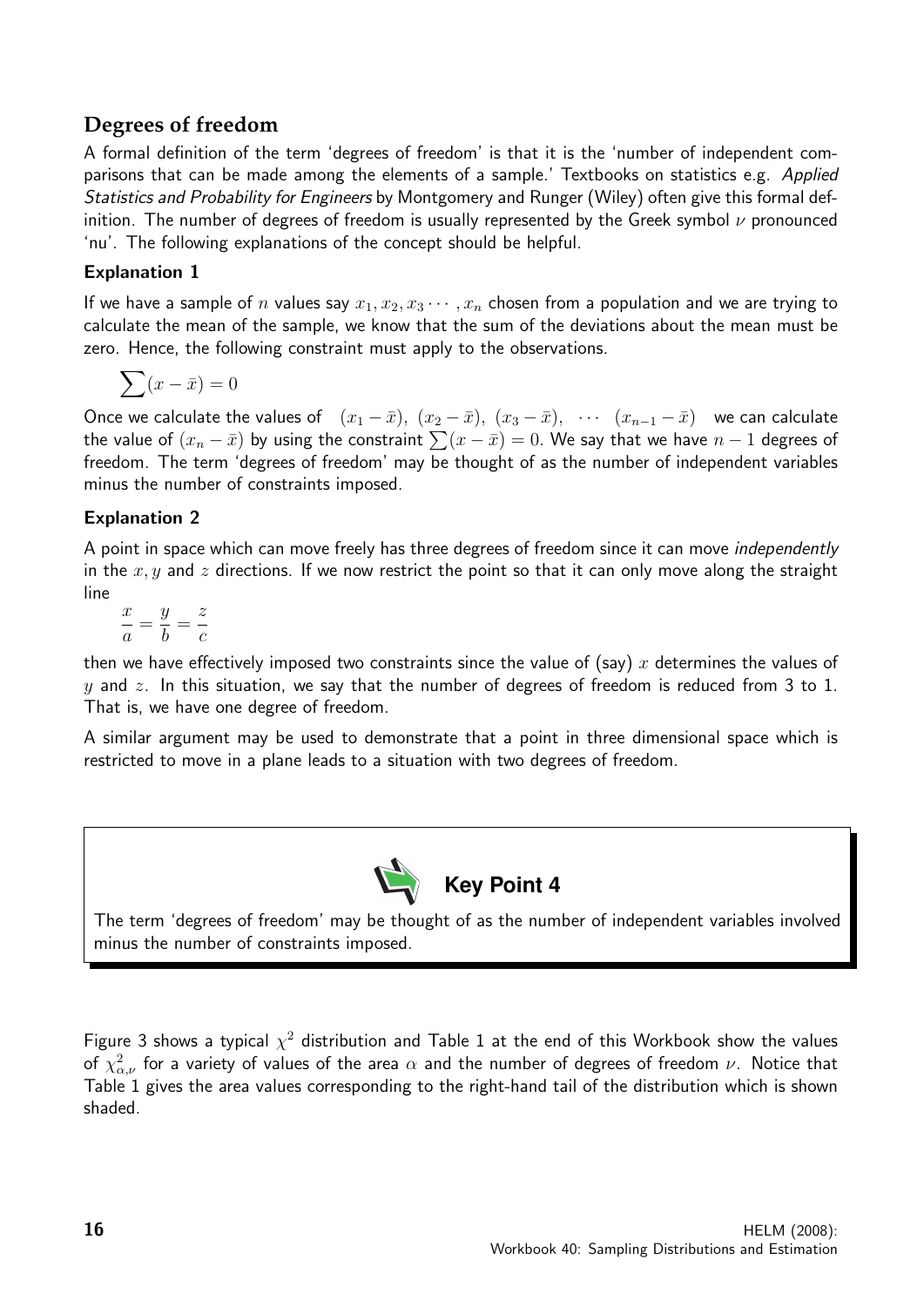## Degrees of freedom

A formal definition of the term 'degrees of freedom' is that it is the 'number of independent comparisons that can be made among the elements of a sample.' Textbooks on statistics e.g. *Applied Statistics and Probability for Engineers* by Montgomery and Runger (Wiley) often give this formal definition. The number of degrees of freedom is usually represented by the Greek symbol $\nu$ pronounced 'nu'. The following explanations of the concept should be helpful.

### Explanation 1

If we have a sample of $n$ values say $x_1, x_2, x_3 \cdots, x_n$ chosen from a population and we are trying to calculate the mean of the sample, we know that the sum of the deviations about the mean must be zero. Hence, the following constraint must apply to the observations.

$$\sum(x - \bar{x}) = 0$$

Once we calculate the values of $(x_1 - \bar{x}),\ (x_2 - \bar{x}),\ (x_3 - \bar{x}),\ \cdots\ (x_{n-1} - \bar{x})$ we can calculate the value of $(x_n - \bar{x})$ by using the constraint $\sum(x - \bar{x}) = 0$. We say that we have $n - 1$ degrees of freedom. The term 'degrees of freedom' may be thought of as the number of independent variables minus the number of constraints imposed.

### Explanation 2

A point in space which can move freely has three degrees of freedom since it can move *independently* in the $x, y$ and $z$ directions. If we now restrict the point so that it can only move along the straight line

$$\frac{x}{a} = \frac{y}{b} = \frac{z}{c}$$

then we have effectively imposed two constraints since the value of (say) $x$ determines the values of $y$ and $z$. In this situation, we say that the number of degrees of freedom is reduced from 3 to 1. That is, we have one degree of freedom.

A similar argument may be used to demonstrate that a point in three dimensional space which is restricted to move in a plane leads to a situation with two degrees of freedom.

**Key Point 4**

The term 'degrees of freedom' may be thought of as the number of independent variables involved minus the number of constraints imposed.

Figure 3 shows a typical $\chi^2$ distribution and Table 1 at the end of this Workbook show the values of $\chi^2_{\alpha,\nu}$ for a variety of values of the area $\alpha$ and the number of degrees of freedom $\nu$. Notice that Table 1 gives the area values corresponding to the right-hand tail of the distribution which is shown shaded.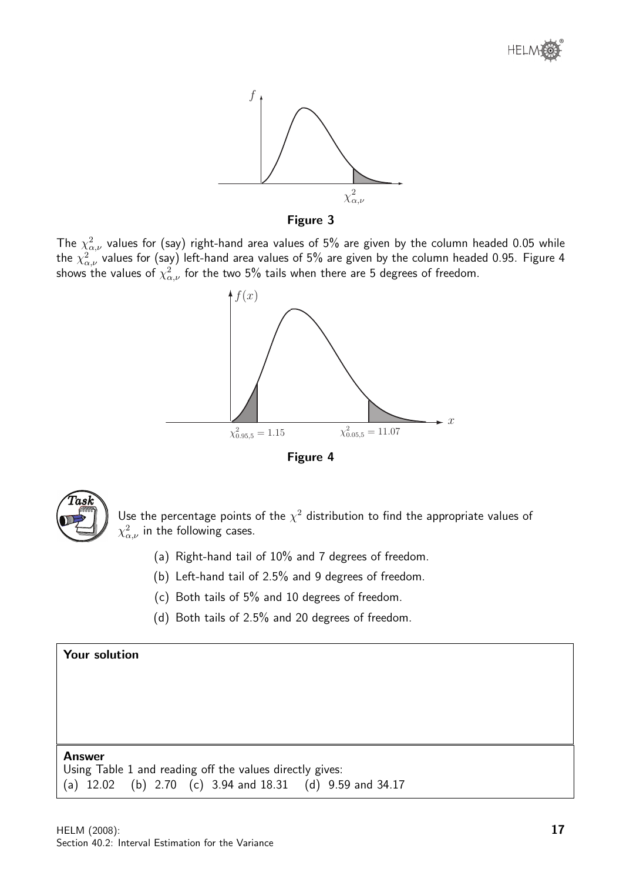Figure 3

The $\chi^2_{\alpha,\nu}$ values for (say) right-hand area values of 5% are given by the column headed 0.05 while the $\chi^2_{\alpha,\nu}$ values for (say) left-hand area values of 5% are given by the column headed 0.95. Figure 4 shows the values of $\chi^2_{\alpha,\nu}$ for the two 5% tails when there are 5 degrees of freedom.

$\chi^2_{0.95,5} = 1.15$ $\chi^2_{0.05,5} = 11.07$

Figure 4

**Task**

Use the percentage points of the $\chi^2$ distribution to find the appropriate values of $\chi^2_{\alpha,\nu}$ in the following cases.

(a) Right-hand tail of 10% and 7 degrees of freedom.

(b) Left-hand tail of 2.5% and 9 degrees of freedom.

(c) Both tails of 5% and 10 degrees of freedom.

(d) Both tails of 2.5% and 20 degrees of freedom.

**Your solution**

**Answer**

Using Table 1 and reading off the values directly gives:

(a) 12.02 (b) 2.70 (c) 3.94 and 18.31 (d) 9.59 and 34.17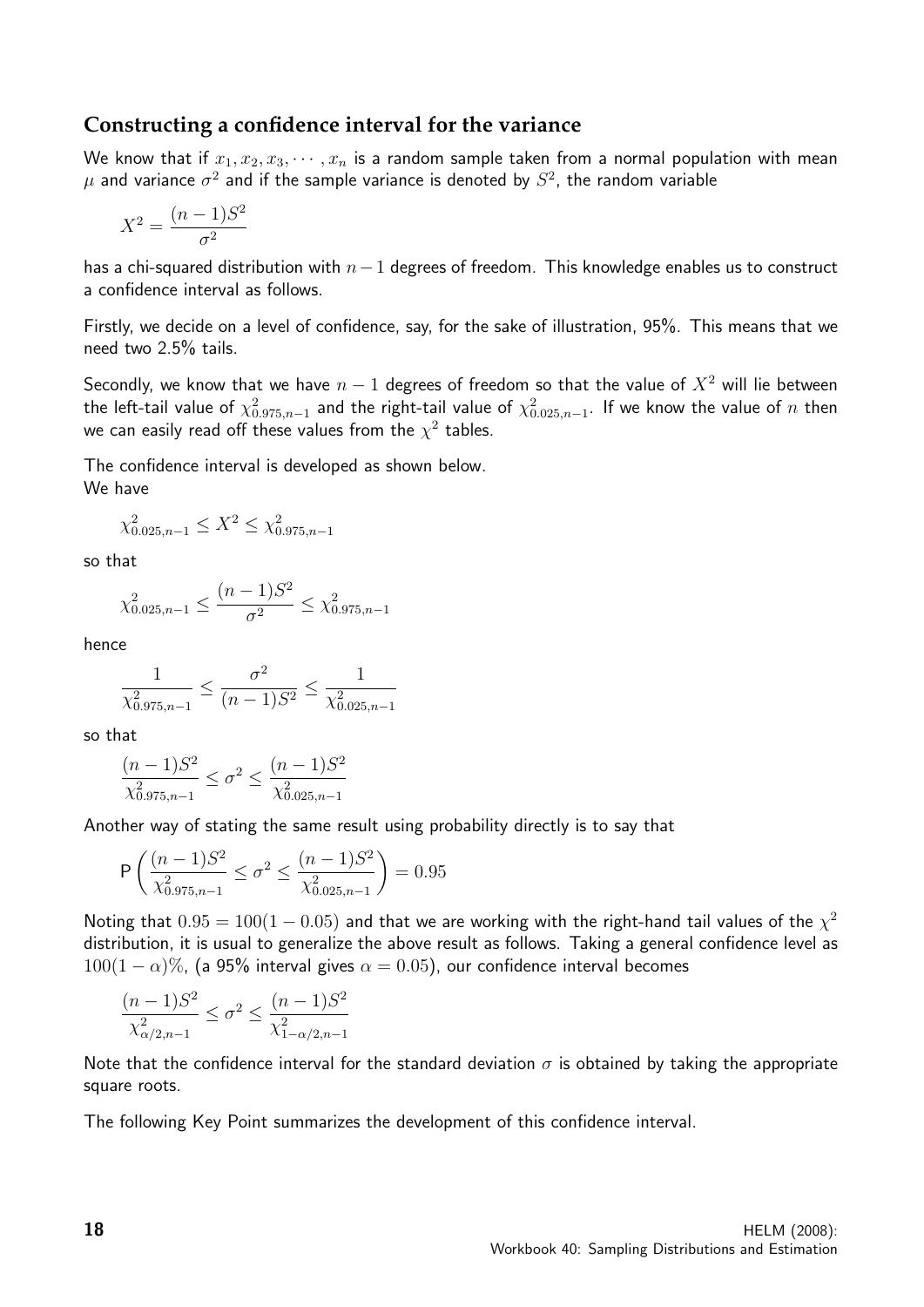## Constructing a confidence interval for the variance

We know that if $x_1, x_2, x_3, \cdots, x_n$ is a random sample taken from a normal population with mean $\mu$ and variance $\sigma^2$ and if the sample variance is denoted by $S^2$, the random variable

$$X^2 = \frac{(n-1)S^2}{\sigma^2}$$

has a chi-squared distribution with $n-1$ degrees of freedom. This knowledge enables us to construct a confidence interval as follows.

Firstly, we decide on a level of confidence, say, for the sake of illustration, 95%. This means that we need two 2.5% tails.

Secondly, we know that we have $n-1$ degrees of freedom so that the value of $X^2$ will lie between the left-tail value of $\chi^2_{0.975,n-1}$ and the right-tail value of $\chi^2_{0.025,n-1}$. If we know the value of $n$ then we can easily read off these values from the $\chi^2$ tables.

The confidence interval is developed as shown below.
We have

$$\chi^2_{0.025,n-1} \leq X^2 \leq \chi^2_{0.975,n-1}$$

so that

$$\chi^2_{0.025,n-1} \leq \frac{(n-1)S^2}{\sigma^2} \leq \chi^2_{0.975,n-1}$$

hence

$$\frac{1}{\chi^2_{0.975,n-1}} \leq \frac{\sigma^2}{(n-1)S^2} \leq \frac{1}{\chi^2_{0.025,n-1}}$$

so that

$$\frac{(n-1)S^2}{\chi^2_{0.975,n-1}} \leq \sigma^2 \leq \frac{(n-1)S^2}{\chi^2_{0.025,n-1}}$$

Another way of stating the same result using probability directly is to say that

$$\mathsf{P}\left(\frac{(n-1)S^2}{\chi^2_{0.975,n-1}} \leq \sigma^2 \leq \frac{(n-1)S^2}{\chi^2_{0.025,n-1}}\right) = 0.95$$

Noting that $0.95 = 100(1-0.05)$ and that we are working with the right-hand tail values of the $\chi^2$ distribution, it is usual to generalize the above result as follows. Taking a general confidence level as $100(1-\alpha)\%$, (a 95% interval gives $\alpha = 0.05$), our confidence interval becomes

$$\frac{(n-1)S^2}{\chi^2_{\alpha/2,n-1}} \leq \sigma^2 \leq \frac{(n-1)S^2}{\chi^2_{1-\alpha/2,n-1}}$$

Note that the confidence interval for the standard deviation $\sigma$ is obtained by taking the appropriate square roots.

The following Key Point summarizes the development of this confidence interval.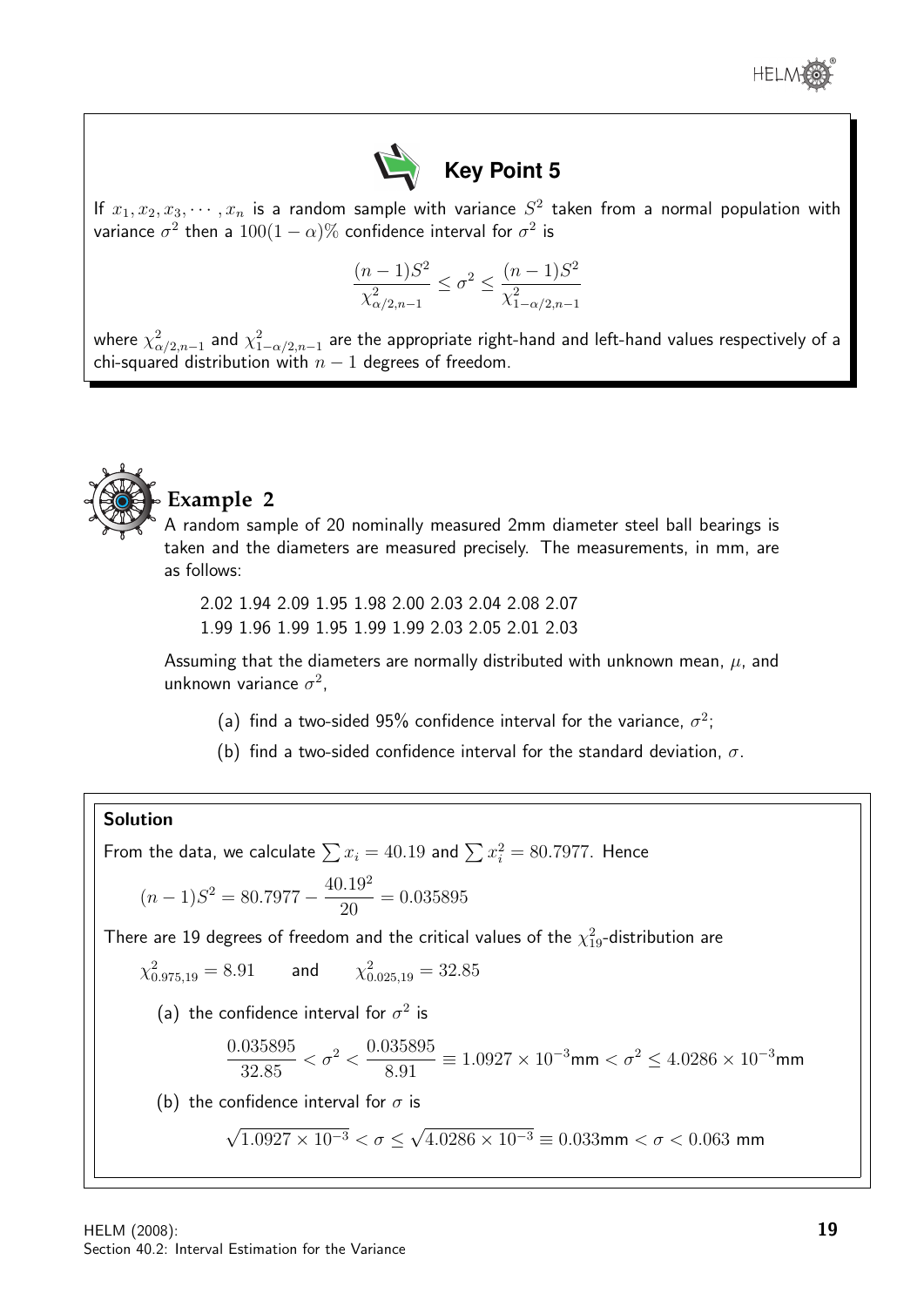## Key Point 5

If $x_1, x_2, x_3, \cdots, x_n$ is a random sample with variance $S^2$ taken from a normal population with variance $\sigma^2$ then a $100(1-\alpha)\%$ confidence interval for $\sigma^2$ is

$$\frac{(n-1)S^2}{\chi^2_{\alpha/2,n-1}} \leq \sigma^2 \leq \frac{(n-1)S^2}{\chi^2_{1-\alpha/2,n-1}}$$

where $\chi^2_{\alpha/2,n-1}$ and $\chi^2_{1-\alpha/2,n-1}$ are the appropriate right-hand and left-hand values respectively of a chi-squared distribution with $n-1$ degrees of freedom.

## Example 2

A random sample of 20 nominally measured 2mm diameter steel ball bearings is taken and the diameters are measured precisely. The measurements, in mm, are as follows:

2.02 1.94 2.09 1.95 1.98 2.00 2.03 2.04 2.08 2.07
1.99 1.96 1.99 1.95 1.99 1.99 2.03 2.05 2.01 2.03

Assuming that the diameters are normally distributed with unknown mean, $\mu$, and unknown variance $\sigma^2$,

(a) find a two-sided 95% confidence interval for the variance, $\sigma^2$;

(b) find a two-sided confidence interval for the standard deviation, $\sigma$.

**Solution**

From the data, we calculate $\sum x_i = 40.19$ and $\sum x_i^2 = 80.7977$. Hence

$$(n-1)S^2 = 80.7977 - \frac{40.19^2}{20} = 0.035895$$

There are 19 degrees of freedom and the critical values of the $\chi^2_{19}$-distribution are

$$\chi^2_{0.975,19} = 8.91 \qquad \text{and} \qquad \chi^2_{0.025,19} = 32.85$$

(a) the confidence interval for $\sigma^2$ is

$$\frac{0.035895}{32.85} < \sigma^2 < \frac{0.035895}{8.91} \equiv 1.0927 \times 10^{-3}\text{mm} < \sigma^2 \leq 4.0286 \times 10^{-3}\text{mm}$$

(b) the confidence interval for $\sigma$ is

$$\sqrt{1.0927 \times 10^{-3}} < \sigma \leq \sqrt{4.0286 \times 10^{-3}} \equiv 0.033\text{mm} < \sigma < 0.063 \text{ mm}$$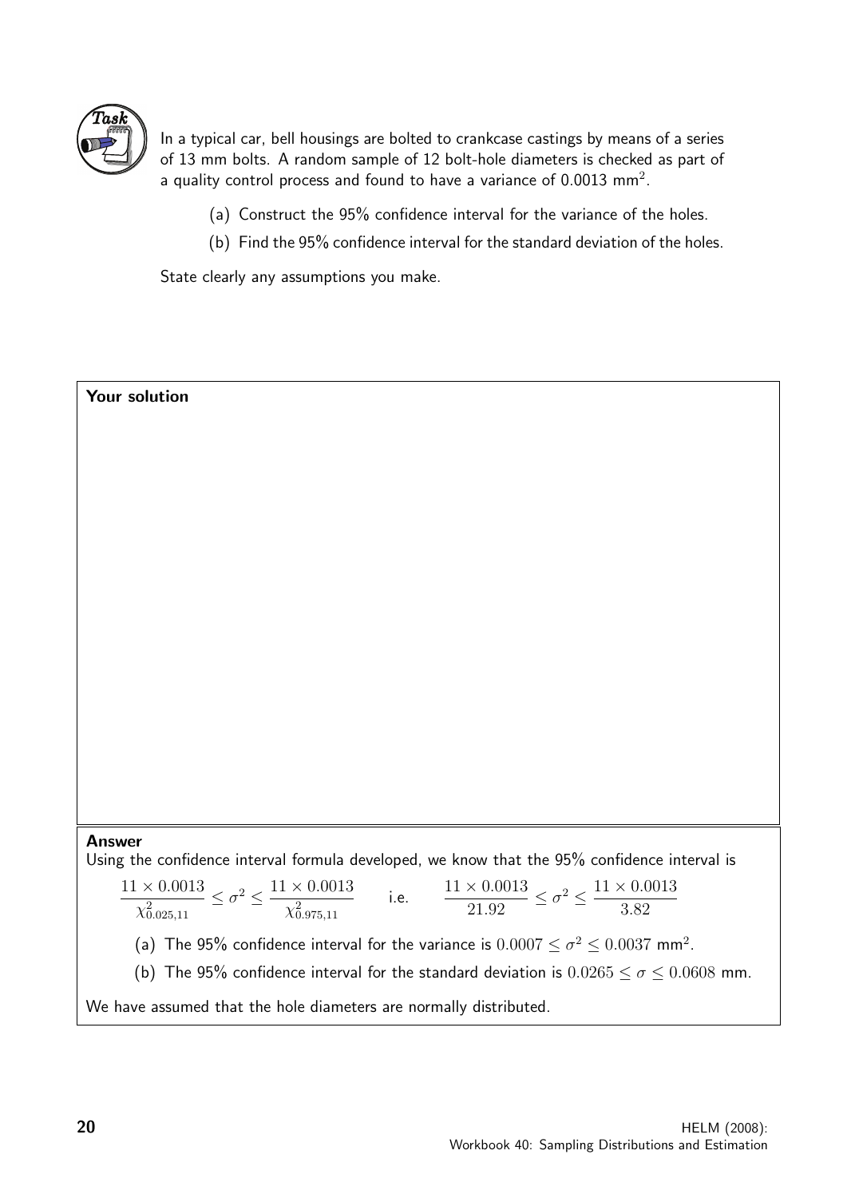**Task**

In a typical car, bell housings are bolted to crankcase castings by means of a series of 13 mm bolts. A random sample of 12 bolt-hole diameters is checked as part of a quality control process and found to have a variance of 0.0013 mm$^2$.

(a) Construct the 95% confidence interval for the variance of the holes.

(b) Find the 95% confidence interval for the standard deviation of the holes.

State clearly any assumptions you make.

**Your solution**

**Answer**

Using the confidence interval formula developed, we know that the 95% confidence interval is

$$\frac{11 \times 0.0013}{\chi^2_{0.025,11}} \leq \sigma^2 \leq \frac{11 \times 0.0013}{\chi^2_{0.975,11}} \qquad \text{i.e.} \qquad \frac{11 \times 0.0013}{21.92} \leq \sigma^2 \leq \frac{11 \times 0.0013}{3.82}$$

(a) The 95% confidence interval for the variance is $0.0007 \leq \sigma^2 \leq 0.0037$ mm$^2$.

(b) The 95% confidence interval for the standard deviation is $0.0265 \leq \sigma \leq 0.0608$ mm.

We have assumed that the hole diameters are normally distributed.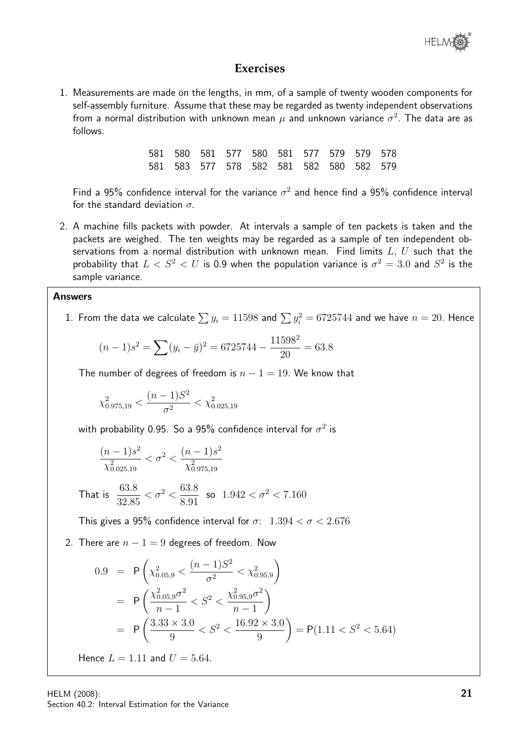## Exercises

1. Measurements are made on the lengths, in mm, of a sample of twenty wooden components for self-assembly furniture. Assume that these may be regarded as twenty independent observations from a normal distribution with unknown mean $\mu$ and unknown variance $\sigma^2$. The data are as follows.

| | | | | | | | | | |
|---|---|---|---|---|---|---|---|---|---|
| 581 | 580 | 581 | 577 | 580 | 581 | 577 | 579 | 579 | 578 |
| 581 | 583 | 577 | 578 | 582 | 581 | 582 | 580 | 582 | 579 |

Find a 95% confidence interval for the variance $\sigma^2$ and hence find a 95% confidence interval for the standard deviation $\sigma$.

2. A machine fills packets with powder. At intervals a sample of ten packets is taken and the packets are weighed. The ten weights may be regarded as a sample of ten independent observations from a normal distribution with unknown mean. Find limits $L$, $U$ such that the probability that $L < S^2 < U$ is 0.9 when the population variance is $\sigma^2 = 3.0$ and $S^2$ is the sample variance.

### Answers

1. From the data we calculate $\sum y_i = 11598$ and $\sum y_i^2 = 6725744$ and we have $n = 20$. Hence

$$(n-1)s^2 = \sum(y_i - \bar{y})^2 = 6725744 - \frac{11598^2}{20} = 63.8$$

The number of degrees of freedom is $n - 1 = 19$. We know that

$$\chi^2_{0.975,19} < \frac{(n-1)S^2}{\sigma^2} < \chi^2_{0.025,19}$$

with probability 0.95. So a 95% confidence interval for $\sigma^2$ is

$$\frac{(n-1)s^2}{\chi^2_{0.025,19}} < \sigma^2 < \frac{(n-1)s^2}{\chi^2_{0.975,19}}$$

That is $\dfrac{63.8}{32.85} < \sigma^2 < \dfrac{63.8}{8.91}$ so $1.942 < \sigma^2 < 7.160$

This gives a 95% confidence interval for $\sigma$: $1.394 < \sigma < 2.676$

2. There are $n - 1 = 9$ degrees of freedom. Now

$$\begin{aligned}
0.9 &= \mathsf{P}\left(\chi^2_{0.05,9} < \frac{(n-1)S^2}{\sigma^2} < \chi^2_{0.95,9}\right) \\
&= \mathsf{P}\left(\frac{\chi^2_{0.05,9}\sigma^2}{n-1} < S^2 < \frac{\chi^2_{0.95,9}\sigma^2}{n-1}\right) \\
&= \mathsf{P}\left(\frac{3.33 \times 3.0}{9} < S^2 < \frac{16.92 \times 3.0}{9}\right) = \mathsf{P}(1.11 < S^2 < 5.64)
\end{aligned}$$

Hence $L = 1.11$ and $U = 5.64$.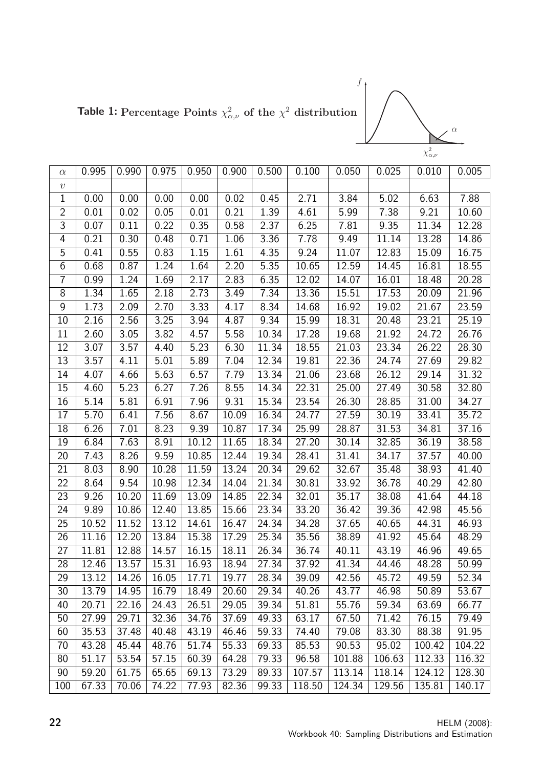**Table 1:** Percentage Points $\chi^2_{\alpha,\nu}$ of the $\chi^2$ distribution

f

$\alpha$

$\chi^2_{\alpha,\nu}$

| $\alpha$ | 0.995 | 0.990 | 0.975 | 0.950 | 0.900 | 0.500 | 0.100 | 0.050 | 0.025 | 0.010 | 0.005 |
|---|---|---|---|---|---|---|---|---|---|---|---|
| $v$ | | | | | | | | | | | |
| 1 | 0.00 | 0.00 | 0.00 | 0.00 | 0.02 | 0.45 | 2.71 | 3.84 | 5.02 | 6.63 | 7.88 |
| 2 | 0.01 | 0.02 | 0.05 | 0.01 | 0.21 | 1.39 | 4.61 | 5.99 | 7.38 | 9.21 | 10.60 |
| 3 | 0.07 | 0.11 | 0.22 | 0.35 | 0.58 | 2.37 | 6.25 | 7.81 | 9.35 | 11.34 | 12.28 |
| 4 | 0.21 | 0.30 | 0.48 | 0.71 | 1.06 | 3.36 | 7.78 | 9.49 | 11.14 | 13.28 | 14.86 |
| 5 | 0.41 | 0.55 | 0.83 | 1.15 | 1.61 | 4.35 | 9.24 | 11.07 | 12.83 | 15.09 | 16.75 |
| 6 | 0.68 | 0.87 | 1.24 | 1.64 | 2.20 | 5.35 | 10.65 | 12.59 | 14.45 | 16.81 | 18.55 |
| 7 | 0.99 | 1.24 | 1.69 | 2.17 | 2.83 | 6.35 | 12.02 | 14.07 | 16.01 | 18.48 | 20.28 |
| 8 | 1.34 | 1.65 | 2.18 | 2.73 | 3.49 | 7.34 | 13.36 | 15.51 | 17.53 | 20.09 | 21.96 |
| 9 | 1.73 | 2.09 | 2.70 | 3.33 | 4.17 | 8.34 | 14.68 | 16.92 | 19.02 | 21.67 | 23.59 |
| 10 | 2.16 | 2.56 | 3.25 | 3.94 | 4.87 | 9.34 | 15.99 | 18.31 | 20.48 | 23.21 | 25.19 |
| 11 | 2.60 | 3.05 | 3.82 | 4.57 | 5.58 | 10.34 | 17.28 | 19.68 | 21.92 | 24.72 | 26.76 |
| 12 | 3.07 | 3.57 | 4.40 | 5.23 | 6.30 | 11.34 | 18.55 | 21.03 | 23.34 | 26.22 | 28.30 |
| 13 | 3.57 | 4.11 | 5.01 | 5.89 | 7.04 | 12.34 | 19.81 | 22.36 | 24.74 | 27.69 | 29.82 |
| 14 | 4.07 | 4.66 | 5.63 | 6.57 | 7.79 | 13.34 | 21.06 | 23.68 | 26.12 | 29.14 | 31.32 |
| 15 | 4.60 | 5.23 | 6.27 | 7.26 | 8.55 | 14.34 | 22.31 | 25.00 | 27.49 | 30.58 | 32.80 |
| 16 | 5.14 | 5.81 | 6.91 | 7.96 | 9.31 | 15.34 | 23.54 | 26.30 | 28.85 | 31.00 | 34.27 |
| 17 | 5.70 | 6.41 | 7.56 | 8.67 | 10.09 | 16.34 | 24.77 | 27.59 | 30.19 | 33.41 | 35.72 |
| 18 | 6.26 | 7.01 | 8.23 | 9.39 | 10.87 | 17.34 | 25.99 | 28.87 | 31.53 | 34.81 | 37.16 |
| 19 | 6.84 | 7.63 | 8.91 | 10.12 | 11.65 | 18.34 | 27.20 | 30.14 | 32.85 | 36.19 | 38.58 |
| 20 | 7.43 | 8.26 | 9.59 | 10.85 | 12.44 | 19.34 | 28.41 | 31.41 | 34.17 | 37.57 | 40.00 |
| 21 | 8.03 | 8.90 | 10.28 | 11.59 | 13.24 | 20.34 | 29.62 | 32.67 | 35.48 | 38.93 | 41.40 |
| 22 | 8.64 | 9.54 | 10.98 | 12.34 | 14.04 | 21.34 | 30.81 | 33.92 | 36.78 | 40.29 | 42.80 |
| 23 | 9.26 | 10.20 | 11.69 | 13.09 | 14.85 | 22.34 | 32.01 | 35.17 | 38.08 | 41.64 | 44.18 |
| 24 | 9.89 | 10.86 | 12.40 | 13.85 | 15.66 | 23.34 | 33.20 | 36.42 | 39.36 | 42.98 | 45.56 |
| 25 | 10.52 | 11.52 | 13.12 | 14.61 | 16.47 | 24.34 | 34.28 | 37.65 | 40.65 | 44.31 | 46.93 |
| 26 | 11.16 | 12.20 | 13.84 | 15.38 | 17.29 | 25.34 | 35.56 | 38.89 | 41.92 | 45.64 | 48.29 |
| 27 | 11.81 | 12.88 | 14.57 | 16.15 | 18.11 | 26.34 | 36.74 | 40.11 | 43.19 | 46.96 | 49.65 |
| 28 | 12.46 | 13.57 | 15.31 | 16.93 | 18.94 | 27.34 | 37.92 | 41.34 | 44.46 | 48.28 | 50.99 |
| 29 | 13.12 | 14.26 | 16.05 | 17.71 | 19.77 | 28.34 | 39.09 | 42.56 | 45.72 | 49.59 | 52.34 |
| 30 | 13.79 | 14.95 | 16.79 | 18.49 | 20.60 | 29.34 | 40.26 | 43.77 | 46.98 | 50.89 | 53.67 |
| 40 | 20.71 | 22.16 | 24.43 | 26.51 | 29.05 | 39.34 | 51.81 | 55.76 | 59.34 | 63.69 | 66.77 |
| 50 | 27.99 | 29.71 | 32.36 | 34.76 | 37.69 | 49.33 | 63.17 | 67.50 | 71.42 | 76.15 | 79.49 |
| 60 | 35.53 | 37.48 | 40.48 | 43.19 | 46.46 | 59.33 | 74.40 | 79.08 | 83.30 | 88.38 | 91.95 |
| 70 | 43.28 | 45.44 | 48.76 | 51.74 | 55.33 | 69.33 | 85.53 | 90.53 | 95.02 | 100.42 | 104.22 |
| 80 | 51.17 | 53.54 | 57.15 | 60.39 | 64.28 | 79.33 | 96.58 | 101.88 | 106.63 | 112.33 | 116.32 |
| 90 | 59.20 | 61.75 | 65.65 | 69.13 | 73.29 | 89.33 | 107.57 | 113.14 | 118.14 | 124.12 | 128.30 |
| 100 | 67.33 | 70.06 | 74.22 | 77.93 | 82.36 | 99.33 | 118.50 | 124.34 | 129.56 | 135.81 | 140.17 |